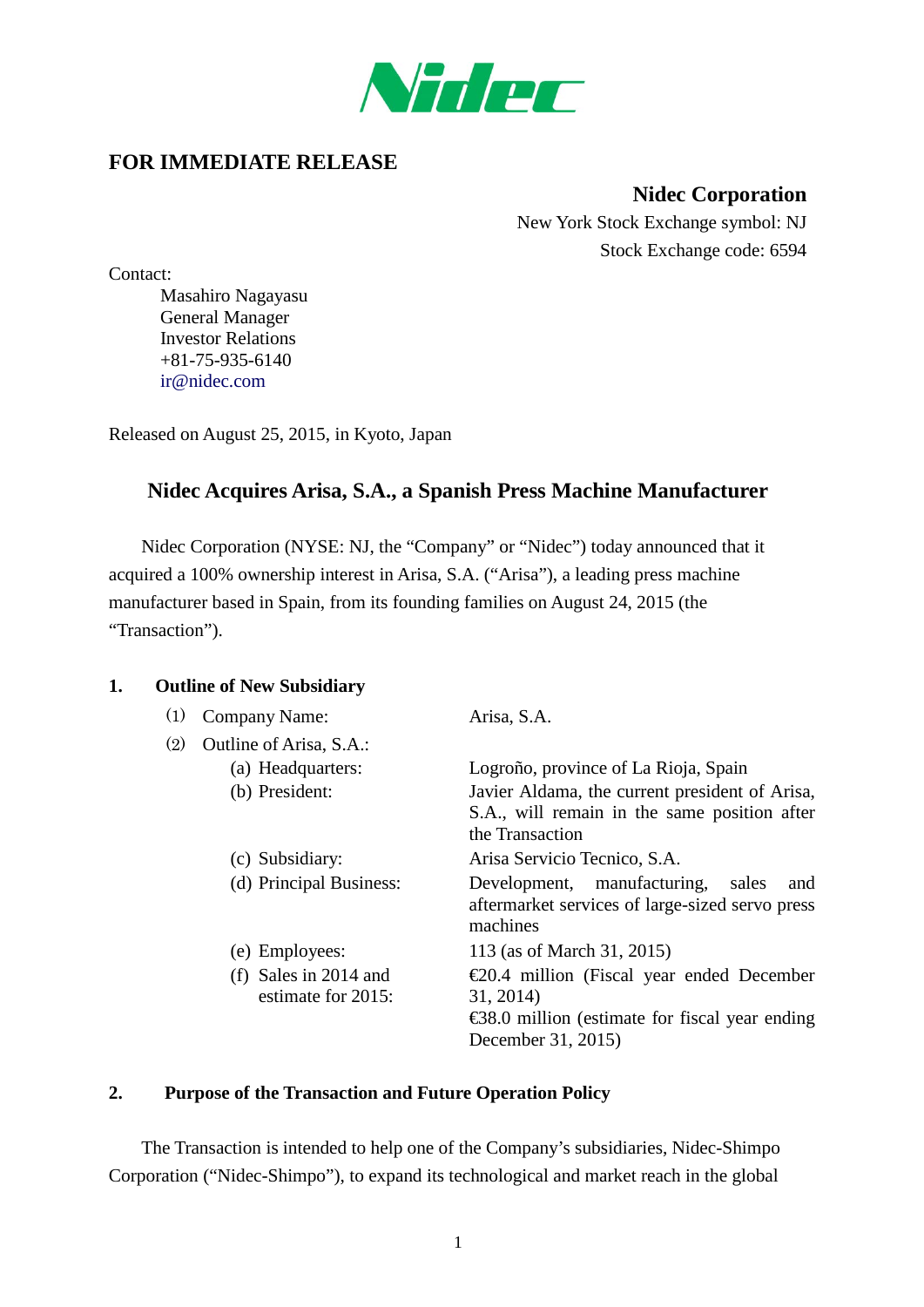Nidec

**FOR IMMEDIATE RELEASE**

**Nidec Corporation**
New York Stock Exchange symbol: NJ
Stock Exchange code: 6594

Contact:
Masahiro Nagayasu
General Manager
Investor Relations
+81-75-935-6140
ir@nidec.com

Released on August 25, 2015, in Kyoto, Japan

## Nidec Acquires Arisa, S.A., a Spanish Press Machine Manufacturer

Nidec Corporation (NYSE: NJ, the "Company" or "Nidec") today announced that it acquired a 100% ownership interest in Arisa, S.A. ("Arisa"), a leading press machine manufacturer based in Spain, from its founding families on August 24, 2015 (the "Transaction").

### 1. Outline of New Subsidiary

(1) Company Name: Arisa, S.A.

(2) Outline of Arisa, S.A.:

| | |
|---|---|
| (a) Headquarters: | Logroño, province of La Rioja, Spain |
| (b) President: | Javier Aldama, the current president of Arisa, S.A., will remain in the same position after the Transaction |
| (c) Subsidiary: | Arisa Servicio Tecnico, S.A. |
| (d) Principal Business: | Development, manufacturing, sales and aftermarket services of large-sized servo press machines |
| (e) Employees: | 113 (as of March 31, 2015) |
| (f) Sales in 2014 and estimate for 2015: | €20.4 million (Fiscal year ended December 31, 2014)<br>€38.0 million (estimate for fiscal year ending December 31, 2015) |

### 2. Purpose of the Transaction and Future Operation Policy

The Transaction is intended to help one of the Company's subsidiaries, Nidec-Shimpo Corporation ("Nidec-Shimpo"), to expand its technological and market reach in the global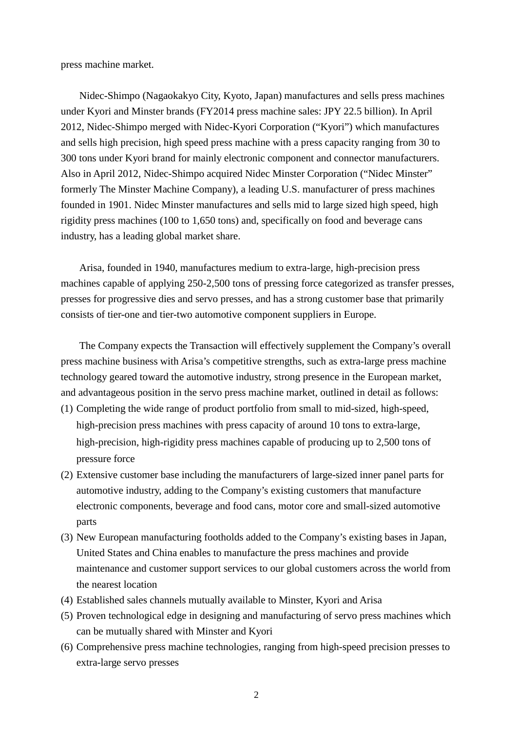press machine market.

Nidec-Shimpo (Nagaokakyo City, Kyoto, Japan) manufactures and sells press machines under Kyori and Minster brands (FY2014 press machine sales: JPY 22.5 billion). In April 2012, Nidec-Shimpo merged with Nidec-Kyori Corporation ("Kyori") which manufactures and sells high precision, high speed press machine with a press capacity ranging from 30 to 300 tons under Kyori brand for mainly electronic component and connector manufacturers. Also in April 2012, Nidec-Shimpo acquired Nidec Minster Corporation ("Nidec Minster" formerly The Minster Machine Company), a leading U.S. manufacturer of press machines founded in 1901. Nidec Minster manufactures and sells mid to large sized high speed, high rigidity press machines (100 to 1,650 tons) and, specifically on food and beverage cans industry, has a leading global market share.

Arisa, founded in 1940, manufactures medium to extra-large, high-precision press machines capable of applying 250-2,500 tons of pressing force categorized as transfer presses, presses for progressive dies and servo presses, and has a strong customer base that primarily consists of tier-one and tier-two automotive component suppliers in Europe.

The Company expects the Transaction will effectively supplement the Company's overall press machine business with Arisa's competitive strengths, such as extra-large press machine technology geared toward the automotive industry, strong presence in the European market, and advantageous position in the servo press machine market, outlined in detail as follows:

(1) Completing the wide range of product portfolio from small to mid-sized, high-speed, high-precision press machines with press capacity of around 10 tons to extra-large, high-precision, high-rigidity press machines capable of producing up to 2,500 tons of pressure force
(2) Extensive customer base including the manufacturers of large-sized inner panel parts for automotive industry, adding to the Company's existing customers that manufacture electronic components, beverage and food cans, motor core and small-sized automotive parts
(3) New European manufacturing footholds added to the Company's existing bases in Japan, United States and China enables to manufacture the press machines and provide maintenance and customer support services to our global customers across the world from the nearest location
(4) Established sales channels mutually available to Minster, Kyori and Arisa
(5) Proven technological edge in designing and manufacturing of servo press machines which can be mutually shared with Minster and Kyori
(6) Comprehensive press machine technologies, ranging from high-speed precision presses to extra-large servo presses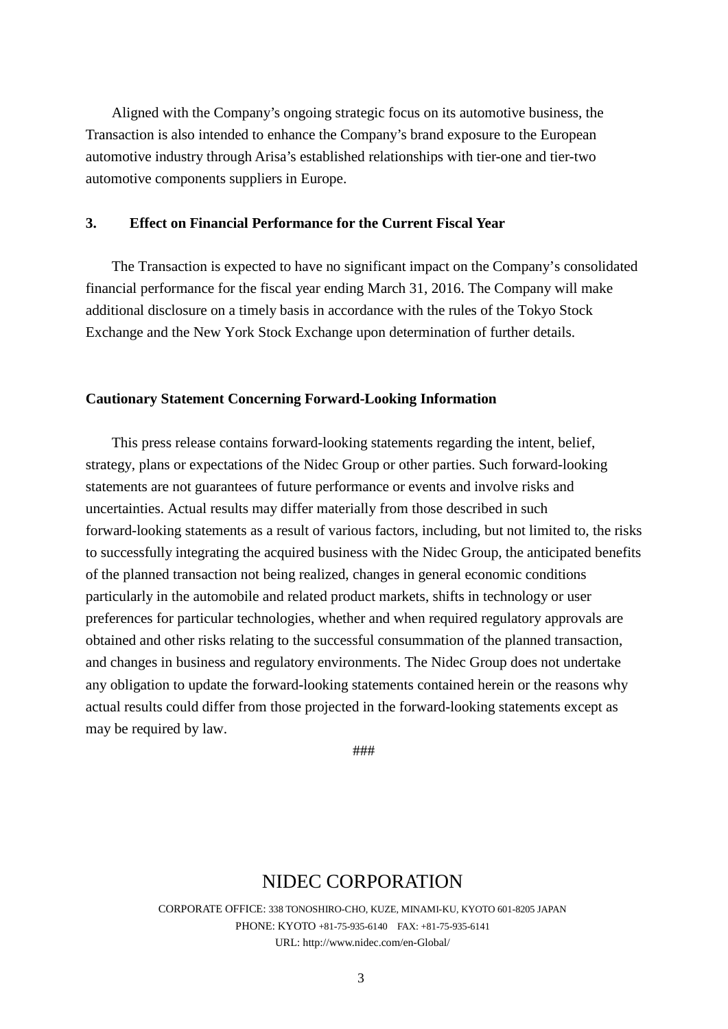Aligned with the Company's ongoing strategic focus on its automotive business, the Transaction is also intended to enhance the Company's brand exposure to the European automotive industry through Arisa's established relationships with tier-one and tier-two automotive components suppliers in Europe.

## 3. Effect on Financial Performance for the Current Fiscal Year

The Transaction is expected to have no significant impact on the Company's consolidated financial performance for the fiscal year ending March 31, 2016. The Company will make additional disclosure on a timely basis in accordance with the rules of the Tokyo Stock Exchange and the New York Stock Exchange upon determination of further details.

## Cautionary Statement Concerning Forward-Looking Information

This press release contains forward-looking statements regarding the intent, belief, strategy, plans or expectations of the Nidec Group or other parties. Such forward-looking statements are not guarantees of future performance or events and involve risks and uncertainties. Actual results may differ materially from those described in such forward-looking statements as a result of various factors, including, but not limited to, the risks to successfully integrating the acquired business with the Nidec Group, the anticipated benefits of the planned transaction not being realized, changes in general economic conditions particularly in the automobile and related product markets, shifts in technology or user preferences for particular technologies, whether and when required regulatory approvals are obtained and other risks relating to the successful consummation of the planned transaction, and changes in business and regulatory environments. The Nidec Group does not undertake any obligation to update the forward-looking statements contained herein or the reasons why actual results could differ from those projected in the forward-looking statements except as may be required by law.

###

NIDEC CORPORATION

CORPORATE OFFICE: 338 TONOSHIRO-CHO, KUZE, MINAMI-KU, KYOTO 601-8205 JAPAN
PHONE: KYOTO +81-75-935-6140 FAX: +81-75-935-6141
URL: http://www.nidec.com/en-Global/